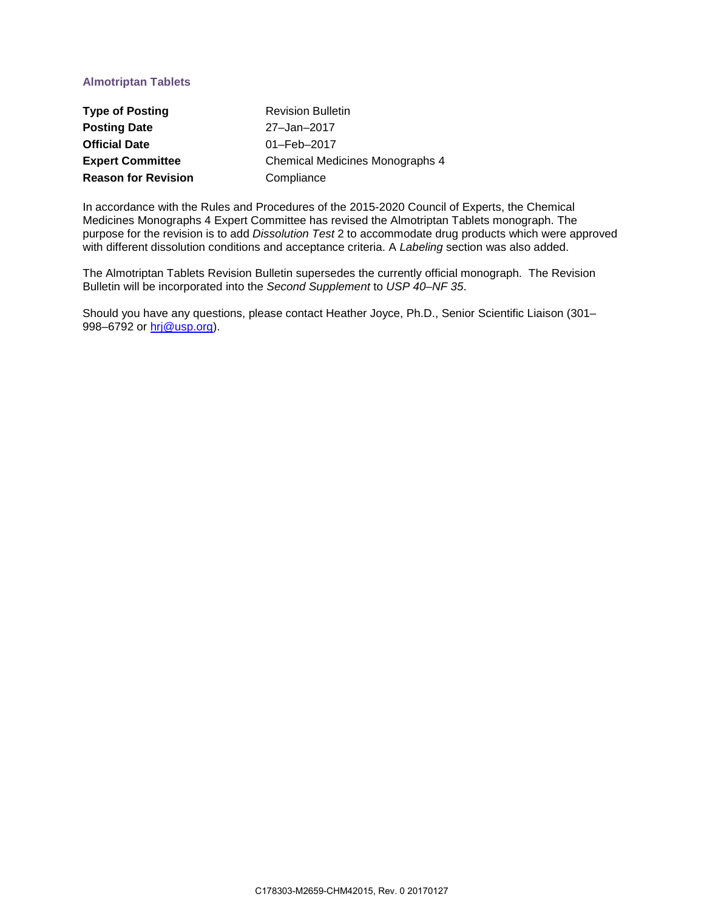## Almotriptan Tablets

| | |
|---|---|
| **Type of Posting** | Revision Bulletin |
| **Posting Date** | 27–Jan–2017 |
| **Official Date** | 01–Feb–2017 |
| **Expert Committee** | Chemical Medicines Monographs 4 |
| **Reason for Revision** | Compliance |

In accordance with the Rules and Procedures of the 2015-2020 Council of Experts, the Chemical Medicines Monographs 4 Expert Committee has revised the Almotriptan Tablets monograph. The purpose for the revision is to add *Dissolution Test* 2 to accommodate drug products which were approved with different dissolution conditions and acceptance criteria. A *Labeling* section was also added.

The Almotriptan Tablets Revision Bulletin supersedes the currently official monograph. The Revision Bulletin will be incorporated into the *Second Supplement* to *USP 40–NF 35*.

Should you have any questions, please contact Heather Joyce, Ph.D., Senior Scientific Liaison (301–998–6792 or hrj@usp.org).

C178303-M2659-CHM42015, Rev. 0 20170127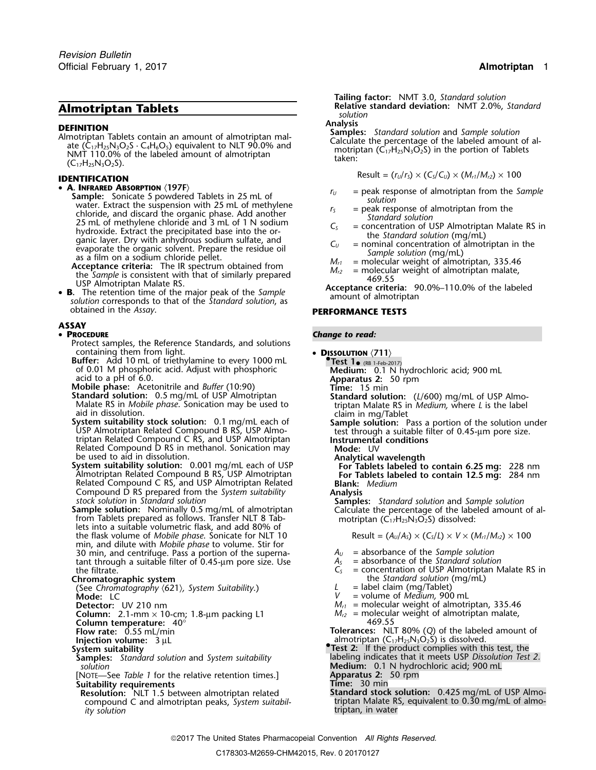# Almotriptan Tablets

**DEFINITION**

Almotriptan Tablets contain an amount of almotriptan malate ($C_{17}H_{25}N_3O_2S \cdot C_4H_6O_5$) equivalent to NLT 90.0% and NMT 110.0% of the labeled amount of almotriptan ($C_{17}H_{25}N_3O_2S$).

**IDENTIFICATION**

- **A. Infrared Absorption** ⟨197F⟩

  **Sample:** Sonicate 5 powdered Tablets in 25 mL of water. Extract the suspension with 25 mL of methylene chloride, and discard the organic phase. Add another 25 mL of methylene chloride and 3 mL of 1 N sodium hydroxide. Extract the precipitated base into the organic layer. Dry with anhydrous sodium sulfate, and evaporate the organic solvent. Prepare the residue oil as a film on a sodium chloride pellet.

  **Acceptance criteria:** The IR spectrum obtained from the *Sample* is consistent with that of similarly prepared USP Almotriptan Malate RS.

- **B.** The retention time of the major peak of the *Sample solution* corresponds to that of the *Standard solution*, as obtained in the *Assay*.

**ASSAY**

- **Procedure**

  Protect samples, the Reference Standards, and solutions containing them from light.

  **Buffer:** Add 10 mL of triethylamine to every 1000 mL of 0.01 M phosphoric acid. Adjust with phosphoric acid to a pH of 6.0.

  **Mobile phase:** Acetonitrile and *Buffer* (10:90)

  **Standard solution:** 0.5 mg/mL of USP Almotriptan Malate RS in *Mobile phase*. Sonication may be used to aid in dissolution.

  **System suitability stock solution:** 0.1 mg/mL each of USP Almotriptan Related Compound B RS, USP Almotriptan Related Compound C RS, and USP Almotriptan Related Compound D RS in methanol. Sonication may be used to aid in dissolution.

  **System suitability solution:** 0.001 mg/mL each of USP Almotriptan Related Compound B RS, USP Almotriptan Related Compound C RS, and USP Almotriptan Related Compound D RS prepared from the *System suitability stock solution* in *Standard solution*

  **Sample solution:** Nominally 0.5 mg/mL of almotriptan from Tablets prepared as follows. Transfer NLT 8 Tablets into a suitable volumetric flask, and add 80% of the flask volume of *Mobile phase*. Sonicate for NLT 10 min, and dilute with *Mobile phase* to volume. Stir for 30 min, and centrifuge. Pass a portion of the supernatant through a suitable filter of 0.45-µm pore size. Use the filtrate.

  **Chromatographic system**

  (See *Chromatography* ⟨621⟩, *System Suitability*.)

  **Mode:** LC

  **Detector:** UV 210 nm

  **Column:** 2.1-mm × 10-cm; 1.8-µm packing L1

  **Column temperature:** 40°

  **Flow rate:** 0.55 mL/min

  **Injection volume:** 3 µL

  **System suitability**

  **Samples:** *Standard solution* and *System suitability solution*

  [Note—See *Table 1* for the relative retention times.]

  **Suitability requirements**

  **Resolution:** NLT 1.5 between almotriptan related compound C and almotriptan peaks, *System suitability solution*

  **Tailing factor:** NMT 3.0, *Standard solution*

  **Relative standard deviation:** NMT 2.0%, *Standard solution*

  **Analysis**

  **Samples:** *Standard solution* and *Sample solution*

  Calculate the percentage of the labeled amount of almotriptan ($C_{17}H_{25}N_3O_2S$) in the portion of Tablets taken:

  $$\text{Result} = (r_U/r_S) \times (C_S/C_U) \times (M_{r1}/M_{r2}) \times 100$$

  $r_U$ = peak response of almotriptan from the *Sample solution*

  $r_S$ = peak response of almotriptan from the *Standard solution*

  $C_S$ = concentration of USP Almotriptan Malate RS in the *Standard solution* (mg/mL)

  $C_U$ = nominal concentration of almotriptan in the *Sample solution* (mg/mL)

  $M_{r1}$ = molecular weight of almotriptan, 335.46

  $M_{r2}$ = molecular weight of almotriptan malate, 469.55

  **Acceptance criteria:** 90.0%–110.0% of the labeled amount of almotriptan

**PERFORMANCE TESTS**

*Change to read:*

- **Dissolution** ⟨711⟩

  **Test 1** (RB 1-Feb-2017)

  **Medium:** 0.1 N hydrochloric acid; 900 mL

  **Apparatus 2:** 50 rpm

  **Time:** 15 min

  **Standard solution:** ($L$/600) mg/mL of USP Almotriptan Malate RS in *Medium*, where $L$ is the label claim in mg/Tablet

  **Sample solution:** Pass a portion of the solution under test through a suitable filter of 0.45-µm pore size.

  **Instrumental conditions**

  **Mode:** UV

  **Analytical wavelength**

  **For Tablets labeled to contain 6.25 mg:** 228 nm

  **For Tablets labeled to contain 12.5 mg:** 284 nm

  **Blank:** *Medium*

  **Analysis**

  **Samples:** *Standard solution* and *Sample solution*

  Calculate the percentage of the labeled amount of almotriptan ($C_{17}H_{25}N_3O_2S$) dissolved:

  $$\text{Result} = (A_U/A_S) \times (C_S/L) \times V \times (M_{r1}/M_{r2}) \times 100$$

  $A_U$ = absorbance of the *Sample solution*

  $A_S$ = absorbance of the *Standard solution*

  $C_S$ = concentration of USP Almotriptan Malate RS in the *Standard solution* (mg/mL)

  $L$ = label claim (mg/Tablet)

  $V$ = volume of *Medium*, 900 mL

  $M_{r1}$ = molecular weight of almotriptan, 335.46

  $M_{r2}$ = molecular weight of almotriptan malate, 469.55

  **Tolerances:** NLT 80% ($Q$) of the labeled amount of almotriptan ($C_{17}H_{25}N_3O_2S$) is dissolved.

  **Test 2:** If the product complies with this test, the labeling indicates that it meets USP *Dissolution Test 2*.

  **Medium:** 0.1 N hydrochloric acid; 900 mL

  **Apparatus 2:** 50 rpm

  **Time:** 30 min

  **Standard stock solution:** 0.425 mg/mL of USP Almotriptan Malate RS, equivalent to 0.30 mg/mL of almotriptan, in water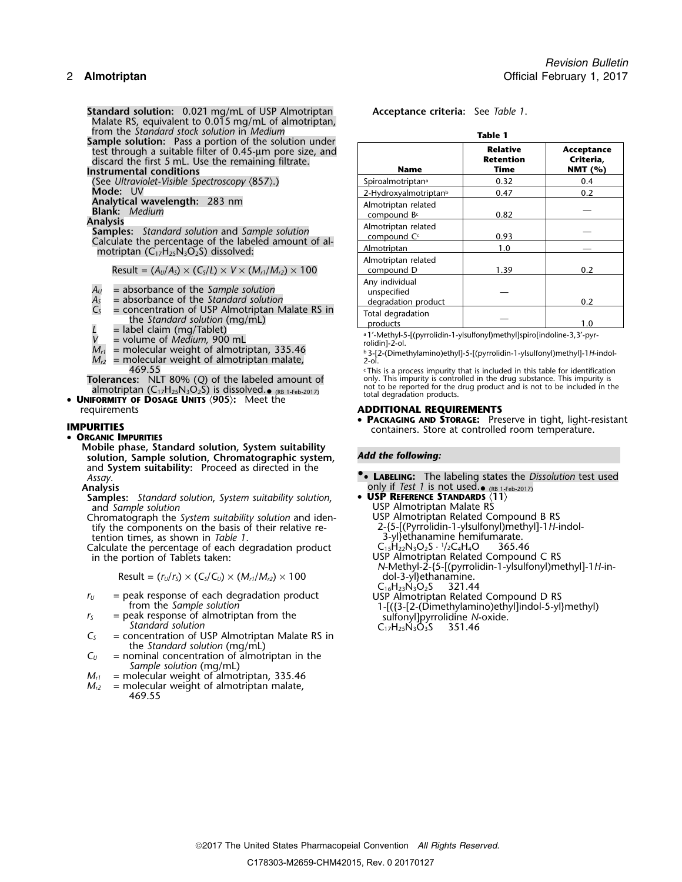**Standard solution:** 0.021 mg/mL of USP Almotriptan Malate RS, equivalent to 0.015 mg/mL of almotriptan, from the *Standard stock solution* in *Medium*

**Sample solution:** Pass a portion of the solution under test through a suitable filter of 0.45-µm pore size, and discard the first 5 mL. Use the remaining filtrate.

**Instrumental conditions**

(See *Ultraviolet-Visible Spectroscopy* ⟨857⟩.)

**Mode:** UV

**Analytical wavelength:** 283 nm

**Blank:** *Medium*

**Analysis**

**Samples:** *Standard solution* and *Sample solution*

Calculate the percentage of the labeled amount of almotriptan ($C_{17}H_{25}N_3O_2S$) dissolved:

$$\text{Result} = (A_U/A_S) \times (C_S/L) \times V \times (M_{r1}/M_{r2}) \times 100$$

$A_U$ = absorbance of the *Sample solution*
$A_S$ = absorbance of the *Standard solution*
$C_S$ = concentration of USP Almotriptan Malate RS in the *Standard solution* (mg/mL)
$L$ = label claim (mg/Tablet)
$V$ = volume of *Medium*, 900 mL
$M_{r1}$ = molecular weight of almotriptan, 335.46
$M_{r2}$ = molecular weight of almotriptan malate, 469.55

**Tolerances:** NLT 80% ($Q$) of the labeled amount of almotriptan ($C_{17}H_{25}N_3O_2S$) is dissolved.● (RB 1-Feb-2017)

- **Uniformity of Dosage Units** ⟨905⟩**:** Meet the requirements

## IMPURITIES

- **Organic Impurities**

**Mobile phase, Standard solution, System suitability solution, Sample solution, Chromatographic system,** and **System suitability:** Proceed as directed in the *Assay*.

**Analysis**

**Samples:** *Standard solution*, *System suitability solution*, and *Sample solution*

Chromatograph the *System suitability solution* and identify the components on the basis of their relative retention times, as shown in *Table 1*.

Calculate the percentage of each degradation product in the portion of Tablets taken:

$$\text{Result} = (r_U/r_S) \times (C_S/C_U) \times (M_{r1}/M_{r2}) \times 100$$

$r_U$ = peak response of each degradation product from the *Sample solution*
$r_S$ = peak response of almotriptan from the *Standard solution*
$C_S$ = concentration of USP Almotriptan Malate RS in the *Standard solution* (mg/mL)
$C_U$ = nominal concentration of almotriptan in the *Sample solution* (mg/mL)
$M_{r1}$ = molecular weight of almotriptan, 335.46
$M_{r2}$ = molecular weight of almotriptan malate, 469.55

**Acceptance criteria:** See *Table 1*.

**Table 1**

| Name | Relative Retention Time | Acceptance Criteria, NMT (%) |
|---|---|---|
| Spiroalmotriptan[a] | 0.32 | 0.4 |
| 2-Hydroxyalmotriptan[b] | 0.47 | 0.2 |
| Almotriptan related compound B[c] | 0.82 | — |
| Almotriptan related compound C[c] | 0.93 | — |
| Almotriptan | 1.0 | — |
| Almotriptan related compound D | 1.39 | 0.2 |
| Any individual unspecified degradation product | — | 0.2 |
| Total degradation products | — | 1.0 |

[a] 1′-Methyl-5-[(pyrrolidin-1-ylsulfonyl)methyl]spiro[indoline-3,3′-pyrrolidin]-2-ol.
[b] 3-[2-(Dimethylamino)ethyl]-5-[(pyrrolidin-1-ylsulfonyl)methyl]-1*H*-indol-2-ol.
[c] This is a process impurity that is included in this table for identification only. This impurity is controlled in the drug substance. This impurity is not to be reported for the drug product and is not to be included in the total degradation products.

## ADDITIONAL REQUIREMENTS

- **Packaging and Storage:** Preserve in tight, light-resistant containers. Store at controlled room temperature.

***Add the following:***

- ●**Labeling:** The labeling states the *Dissolution* test used only if *Test 1* is not used.● (RB 1-Feb-2017)
- **USP Reference Standards** ⟨11⟩
  USP Almotriptan Malate RS
  USP Almotriptan Related Compound B RS
  2-{5-[(Pyrrolidin-1-ylsulfonyl)methyl]-1*H*-indol-3-yl}ethanamine hemifumarate.
  $C_{15}H_{22}N_3O_2S \cdot {}^1/_2C_4H_4O$ 365.46
  USP Almotriptan Related Compound C RS
  *N*-Methyl-2-{5-[(pyrrolidin-1-ylsulfonyl)methyl]-1*H*-indol-3-yl}ethanamine.
  $C_{16}H_{23}N_3O_2S$ 321.44
  USP Almotriptan Related Compound D RS
  1-[({3-[2-(Dimethylamino)ethyl]indol-5-yl}methyl)sulfonyl]pyrrolidine *N*-oxide.
  $C_{17}H_{25}N_3O_3S$ 351.46